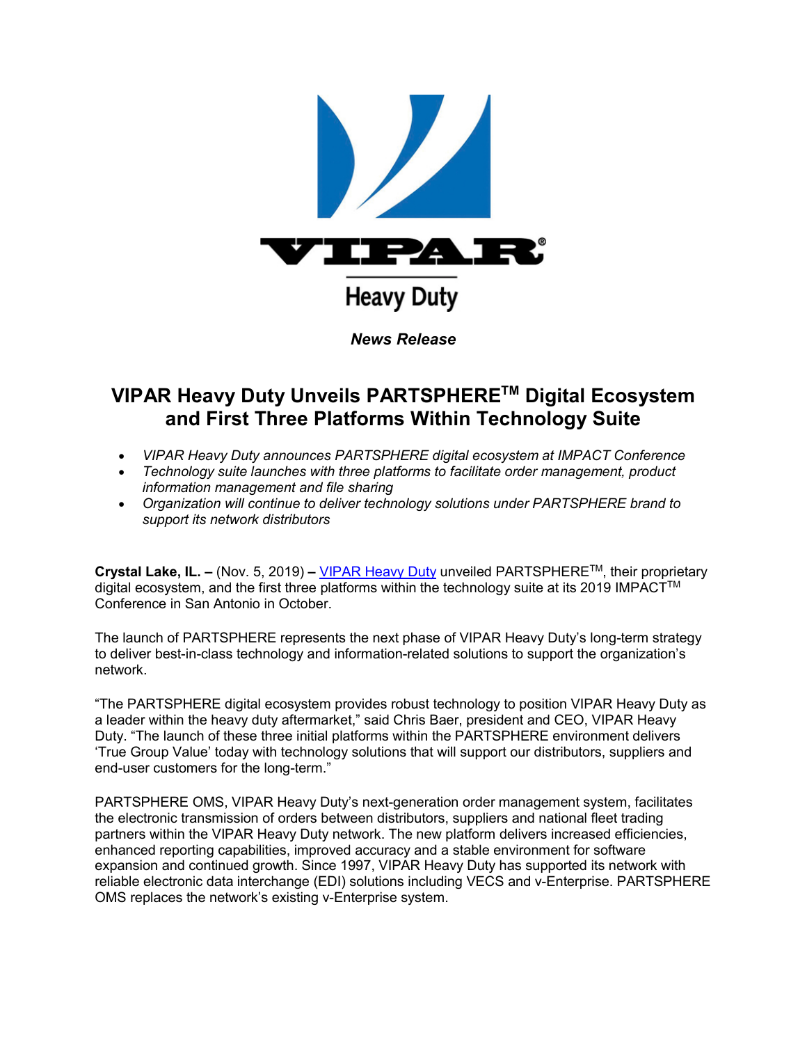*News Release*

# VIPAR Heavy Duty Unveils PARTSPHERE™ Digital Ecosystem and First Three Platforms Within Technology Suite

- *VIPAR Heavy Duty announces PARTSPHERE digital ecosystem at IMPACT Conference*
- *Technology suite launches with three platforms to facilitate order management, product information management and file sharing*
- *Organization will continue to deliver technology solutions under PARTSPHERE brand to support its network distributors*

**Crystal Lake, IL. –** (Nov. 5, 2019) **–** VIPAR Heavy Duty unveiled PARTSPHERE™, their proprietary digital ecosystem, and the first three platforms within the technology suite at its 2019 IMPACT™ Conference in San Antonio in October.

The launch of PARTSPHERE represents the next phase of VIPAR Heavy Duty's long-term strategy to deliver best-in-class technology and information-related solutions to support the organization's network.

"The PARTSPHERE digital ecosystem provides robust technology to position VIPAR Heavy Duty as a leader within the heavy duty aftermarket," said Chris Baer, president and CEO, VIPAR Heavy Duty. "The launch of these three initial platforms within the PARTSPHERE environment delivers 'True Group Value' today with technology solutions that will support our distributors, suppliers and end-user customers for the long-term."

PARTSPHERE OMS, VIPAR Heavy Duty's next-generation order management system, facilitates the electronic transmission of orders between distributors, suppliers and national fleet trading partners within the VIPAR Heavy Duty network. The new platform delivers increased efficiencies, enhanced reporting capabilities, improved accuracy and a stable environment for software expansion and continued growth. Since 1997, VIPAR Heavy Duty has supported its network with reliable electronic data interchange (EDI) solutions including VECS and v-Enterprise. PARTSPHERE OMS replaces the network's existing v-Enterprise system.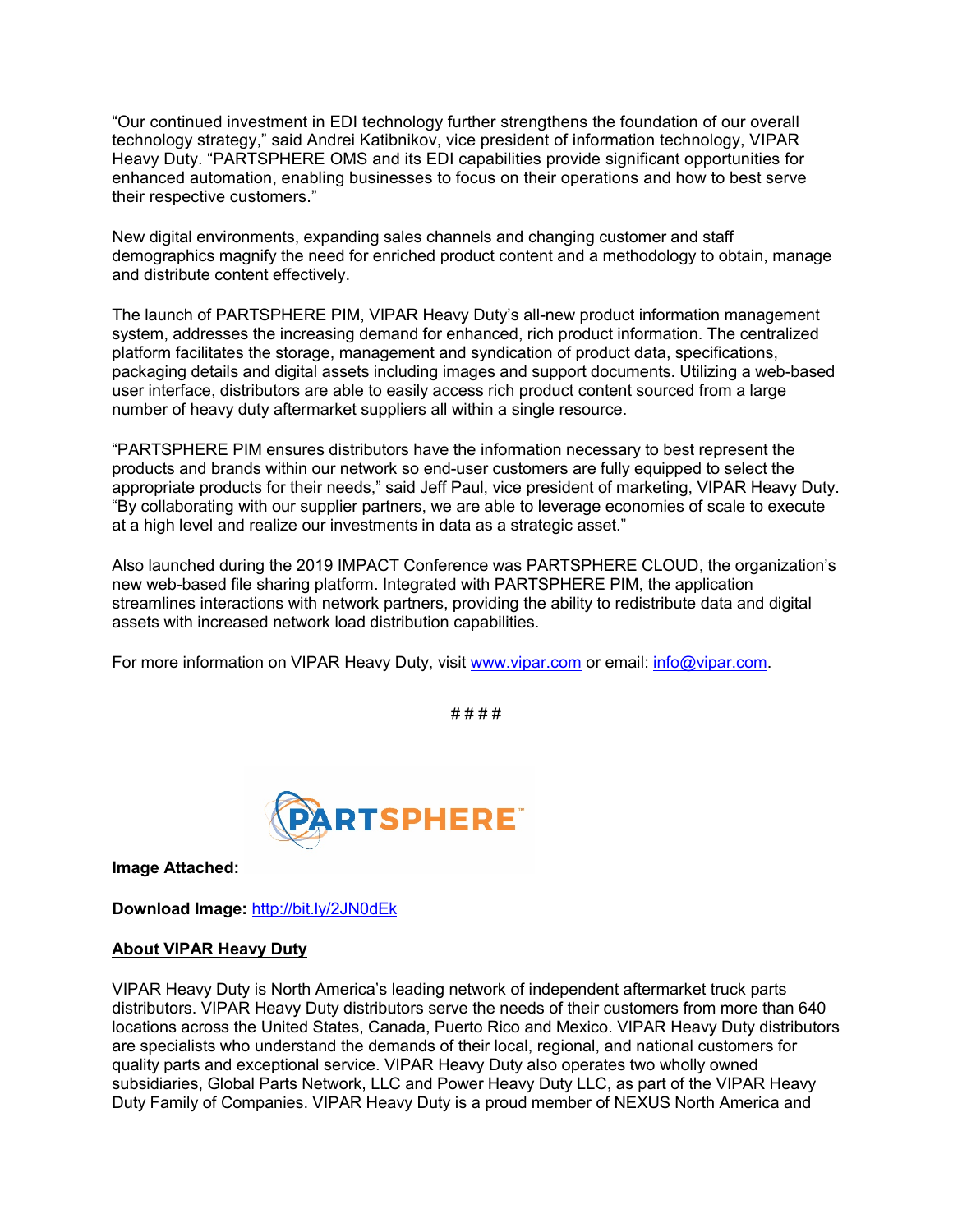"Our continued investment in EDI technology further strengthens the foundation of our overall technology strategy," said Andrei Katibnikov, vice president of information technology, VIPAR Heavy Duty. "PARTSPHERE OMS and its EDI capabilities provide significant opportunities for enhanced automation, enabling businesses to focus on their operations and how to best serve their respective customers."

New digital environments, expanding sales channels and changing customer and staff demographics magnify the need for enriched product content and a methodology to obtain, manage and distribute content effectively.

The launch of PARTSPHERE PIM, VIPAR Heavy Duty's all-new product information management system, addresses the increasing demand for enhanced, rich product information. The centralized platform facilitates the storage, management and syndication of product data, specifications, packaging details and digital assets including images and support documents. Utilizing a web-based user interface, distributors are able to easily access rich product content sourced from a large number of heavy duty aftermarket suppliers all within a single resource.

"PARTSPHERE PIM ensures distributors have the information necessary to best represent the products and brands within our network so end-user customers are fully equipped to select the appropriate products for their needs," said Jeff Paul, vice president of marketing, VIPAR Heavy Duty. "By collaborating with our supplier partners, we are able to leverage economies of scale to execute at a high level and realize our investments in data as a strategic asset."

Also launched during the 2019 IMPACT Conference was PARTSPHERE CLOUD, the organization's new web-based file sharing platform. Integrated with PARTSPHERE PIM, the application streamlines interactions with network partners, providing the ability to redistribute data and digital assets with increased network load distribution capabilities.

For more information on VIPAR Heavy Duty, visit www.vipar.com or email: info@vipar.com.

# # # #

**Image Attached:**

**Download Image:** http://bit.ly/2JN0dEk

**About VIPAR Heavy Duty**

VIPAR Heavy Duty is North America's leading network of independent aftermarket truck parts distributors. VIPAR Heavy Duty distributors serve the needs of their customers from more than 640 locations across the United States, Canada, Puerto Rico and Mexico. VIPAR Heavy Duty distributors are specialists who understand the demands of their local, regional, and national customers for quality parts and exceptional service. VIPAR Heavy Duty also operates two wholly owned subsidiaries, Global Parts Network, LLC and Power Heavy Duty LLC, as part of the VIPAR Heavy Duty Family of Companies. VIPAR Heavy Duty is a proud member of NEXUS North America and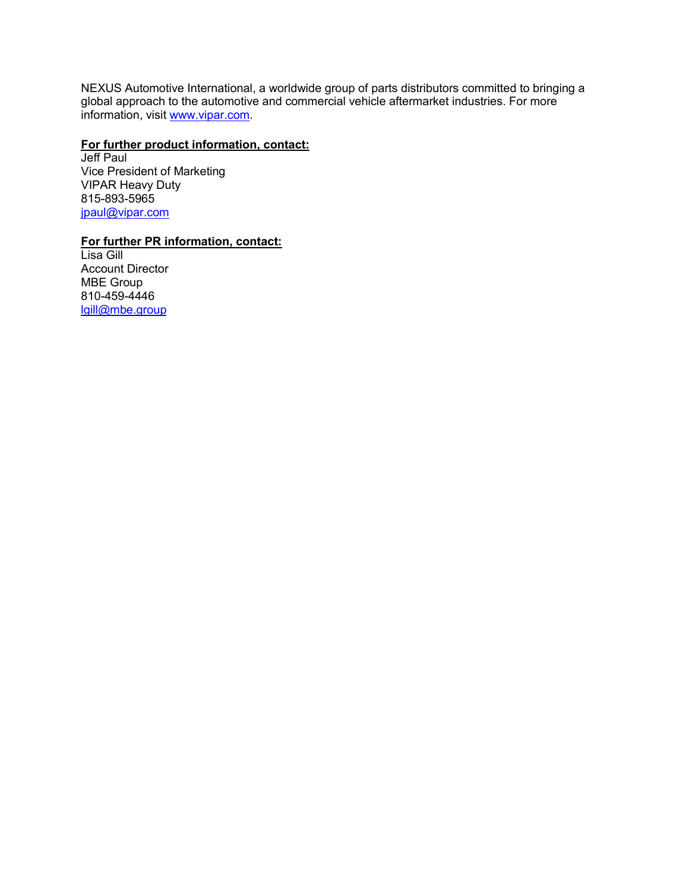NEXUS Automotive International, a worldwide group of parts distributors committed to bringing a global approach to the automotive and commercial vehicle aftermarket industries. For more information, visit www.vipar.com.

**For further product information, contact:**
Jeff Paul
Vice President of Marketing
VIPAR Heavy Duty
815-893-5965
jpaul@vipar.com

**For further PR information, contact:**
Lisa Gill
Account Director
MBE Group
810-459-4446
lgill@mbe.group